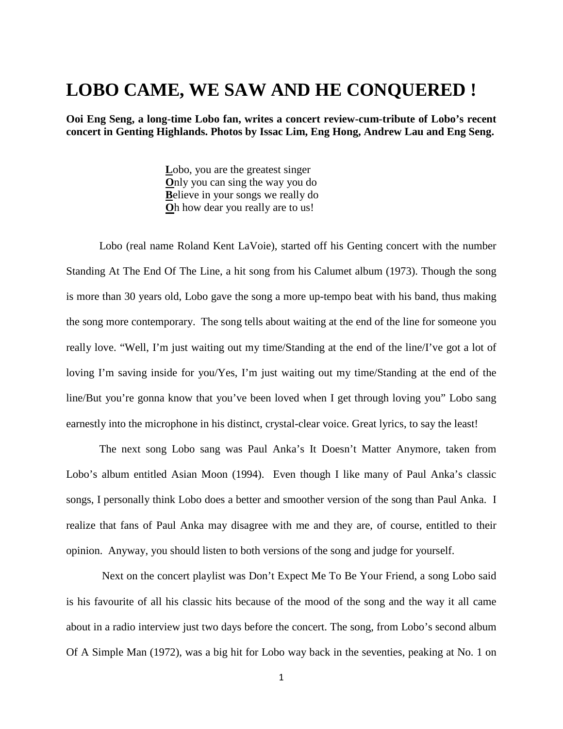# LOBO CAME, WE SAW AND HE CONQUERED !

**Ooi Eng Seng, a long-time Lobo fan, writes a concert review-cum-tribute of Lobo's recent concert in Genting Highlands. Photos by Issac Lim, Eng Hong, Andrew Lau and Eng Seng.**

**L**obo, you are the greatest singer
**O**nly you can sing the way you do
**B**elieve in your songs we really do
**O**h how dear you really are to us!

Lobo (real name Roland Kent LaVoie), started off his Genting concert with the number Standing At The End Of The Line, a hit song from his Calumet album (1973). Though the song is more than 30 years old, Lobo gave the song a more up-tempo beat with his band, thus making the song more contemporary. The song tells about waiting at the end of the line for someone you really love. "Well, I'm just waiting out my time/Standing at the end of the line/I've got a lot of loving I'm saving inside for you/Yes, I'm just waiting out my time/Standing at the end of the line/But you're gonna know that you've been loved when I get through loving you" Lobo sang earnestly into the microphone in his distinct, crystal-clear voice. Great lyrics, to say the least!

The next song Lobo sang was Paul Anka's It Doesn't Matter Anymore, taken from Lobo's album entitled Asian Moon (1994). Even though I like many of Paul Anka's classic songs, I personally think Lobo does a better and smoother version of the song than Paul Anka. I realize that fans of Paul Anka may disagree with me and they are, of course, entitled to their opinion. Anyway, you should listen to both versions of the song and judge for yourself.

Next on the concert playlist was Don't Expect Me To Be Your Friend, a song Lobo said is his favourite of all his classic hits because of the mood of the song and the way it all came about in a radio interview just two days before the concert. The song, from Lobo's second album Of A Simple Man (1972), was a big hit for Lobo way back in the seventies, peaking at No. 1 on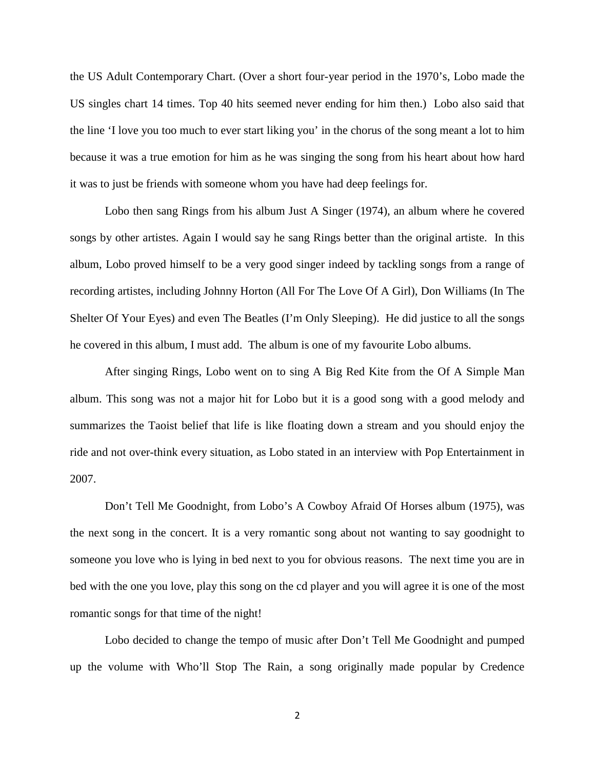the US Adult Contemporary Chart. (Over a short four-year period in the 1970's, Lobo made the US singles chart 14 times. Top 40 hits seemed never ending for him then.) Lobo also said that the line 'I love you too much to ever start liking you' in the chorus of the song meant a lot to him because it was a true emotion for him as he was singing the song from his heart about how hard it was to just be friends with someone whom you have had deep feelings for.

Lobo then sang Rings from his album Just A Singer (1974), an album where he covered songs by other artistes. Again I would say he sang Rings better than the original artiste. In this album, Lobo proved himself to be a very good singer indeed by tackling songs from a range of recording artistes, including Johnny Horton (All For The Love Of A Girl), Don Williams (In The Shelter Of Your Eyes) and even The Beatles (I'm Only Sleeping). He did justice to all the songs he covered in this album, I must add. The album is one of my favourite Lobo albums.

After singing Rings, Lobo went on to sing A Big Red Kite from the Of A Simple Man album. This song was not a major hit for Lobo but it is a good song with a good melody and summarizes the Taoist belief that life is like floating down a stream and you should enjoy the ride and not over-think every situation, as Lobo stated in an interview with Pop Entertainment in 2007.

Don't Tell Me Goodnight, from Lobo's A Cowboy Afraid Of Horses album (1975), was the next song in the concert. It is a very romantic song about not wanting to say goodnight to someone you love who is lying in bed next to you for obvious reasons. The next time you are in bed with the one you love, play this song on the cd player and you will agree it is one of the most romantic songs for that time of the night!

Lobo decided to change the tempo of music after Don't Tell Me Goodnight and pumped up the volume with Who'll Stop The Rain, a song originally made popular by Credence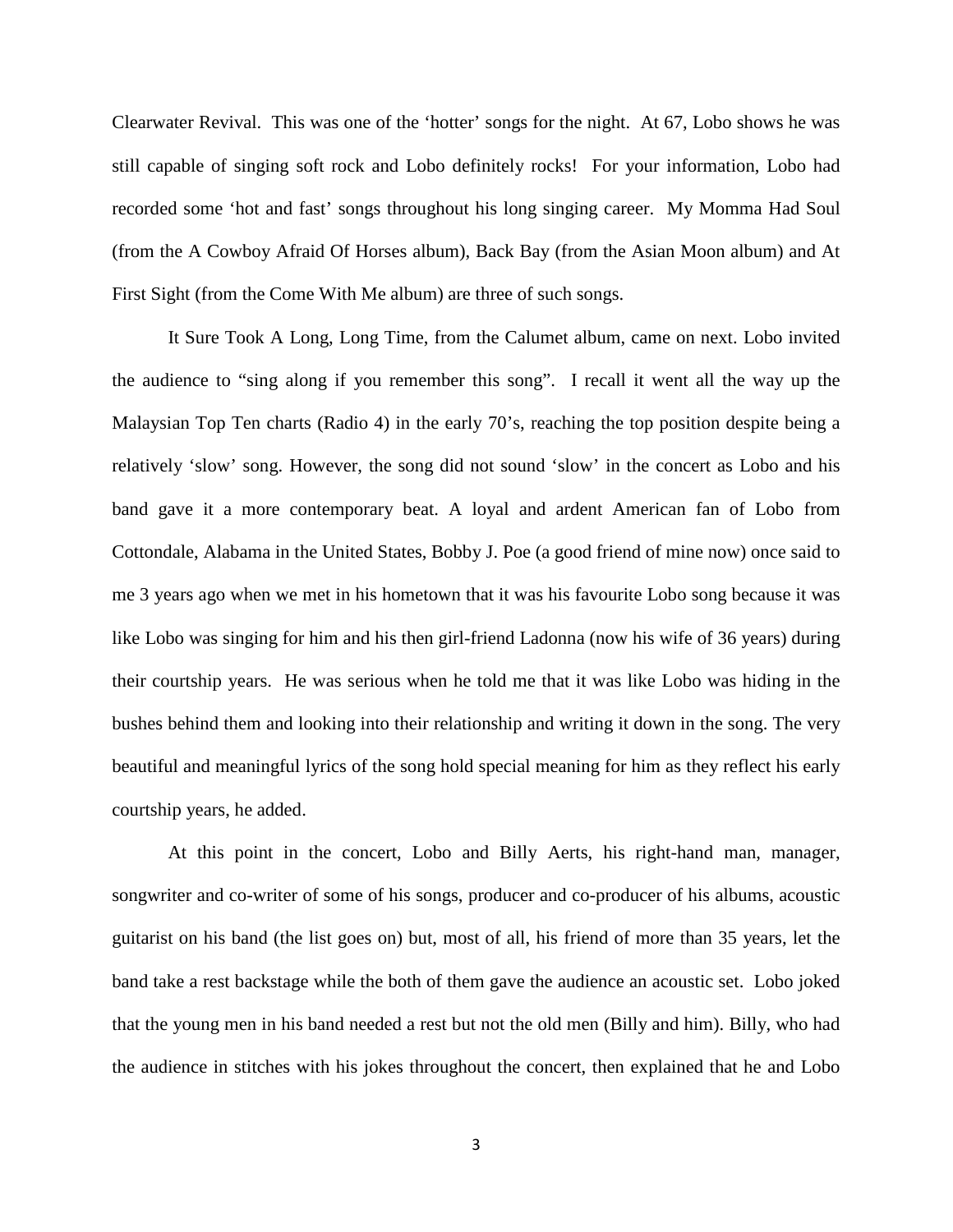Clearwater Revival. This was one of the 'hotter' songs for the night. At 67, Lobo shows he was still capable of singing soft rock and Lobo definitely rocks! For your information, Lobo had recorded some 'hot and fast' songs throughout his long singing career. My Momma Had Soul (from the A Cowboy Afraid Of Horses album), Back Bay (from the Asian Moon album) and At First Sight (from the Come With Me album) are three of such songs.

It Sure Took A Long, Long Time, from the Calumet album, came on next. Lobo invited the audience to "sing along if you remember this song". I recall it went all the way up the Malaysian Top Ten charts (Radio 4) in the early 70's, reaching the top position despite being a relatively 'slow' song. However, the song did not sound 'slow' in the concert as Lobo and his band gave it a more contemporary beat. A loyal and ardent American fan of Lobo from Cottondale, Alabama in the United States, Bobby J. Poe (a good friend of mine now) once said to me 3 years ago when we met in his hometown that it was his favourite Lobo song because it was like Lobo was singing for him and his then girl-friend Ladonna (now his wife of 36 years) during their courtship years. He was serious when he told me that it was like Lobo was hiding in the bushes behind them and looking into their relationship and writing it down in the song. The very beautiful and meaningful lyrics of the song hold special meaning for him as they reflect his early courtship years, he added.

At this point in the concert, Lobo and Billy Aerts, his right-hand man, manager, songwriter and co-writer of some of his songs, producer and co-producer of his albums, acoustic guitarist on his band (the list goes on) but, most of all, his friend of more than 35 years, let the band take a rest backstage while the both of them gave the audience an acoustic set. Lobo joked that the young men in his band needed a rest but not the old men (Billy and him). Billy, who had the audience in stitches with his jokes throughout the concert, then explained that he and Lobo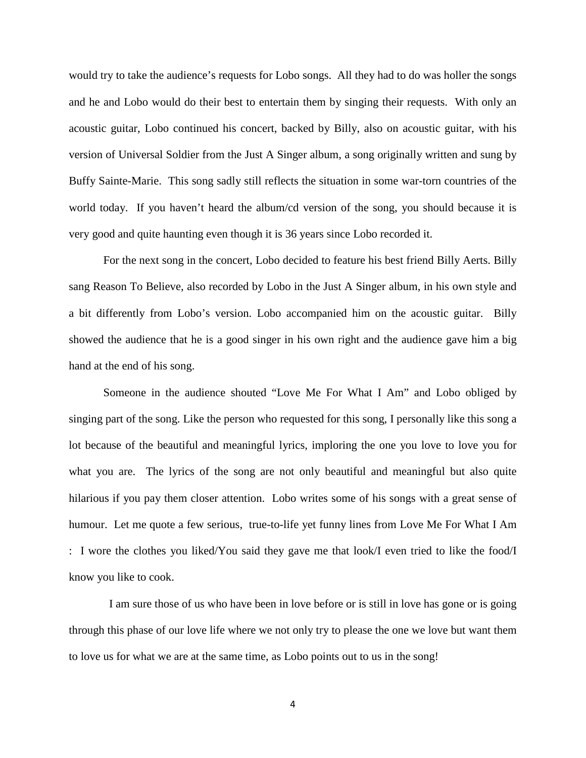would try to take the audience's requests for Lobo songs. All they had to do was holler the songs and he and Lobo would do their best to entertain them by singing their requests. With only an acoustic guitar, Lobo continued his concert, backed by Billy, also on acoustic guitar, with his version of Universal Soldier from the Just A Singer album, a song originally written and sung by Buffy Sainte-Marie. This song sadly still reflects the situation in some war-torn countries of the world today. If you haven't heard the album/cd version of the song, you should because it is very good and quite haunting even though it is 36 years since Lobo recorded it.

For the next song in the concert, Lobo decided to feature his best friend Billy Aerts. Billy sang Reason To Believe, also recorded by Lobo in the Just A Singer album, in his own style and a bit differently from Lobo's version. Lobo accompanied him on the acoustic guitar. Billy showed the audience that he is a good singer in his own right and the audience gave him a big hand at the end of his song.

Someone in the audience shouted "Love Me For What I Am" and Lobo obliged by singing part of the song. Like the person who requested for this song, I personally like this song a lot because of the beautiful and meaningful lyrics, imploring the one you love to love you for what you are. The lyrics of the song are not only beautiful and meaningful but also quite hilarious if you pay them closer attention. Lobo writes some of his songs with a great sense of humour. Let me quote a few serious, true-to-life yet funny lines from Love Me For What I Am : I wore the clothes you liked/You said they gave me that look/I even tried to like the food/I know you like to cook.

I am sure those of us who have been in love before or is still in love has gone or is going through this phase of our love life where we not only try to please the one we love but want them to love us for what we are at the same time, as Lobo points out to us in the song!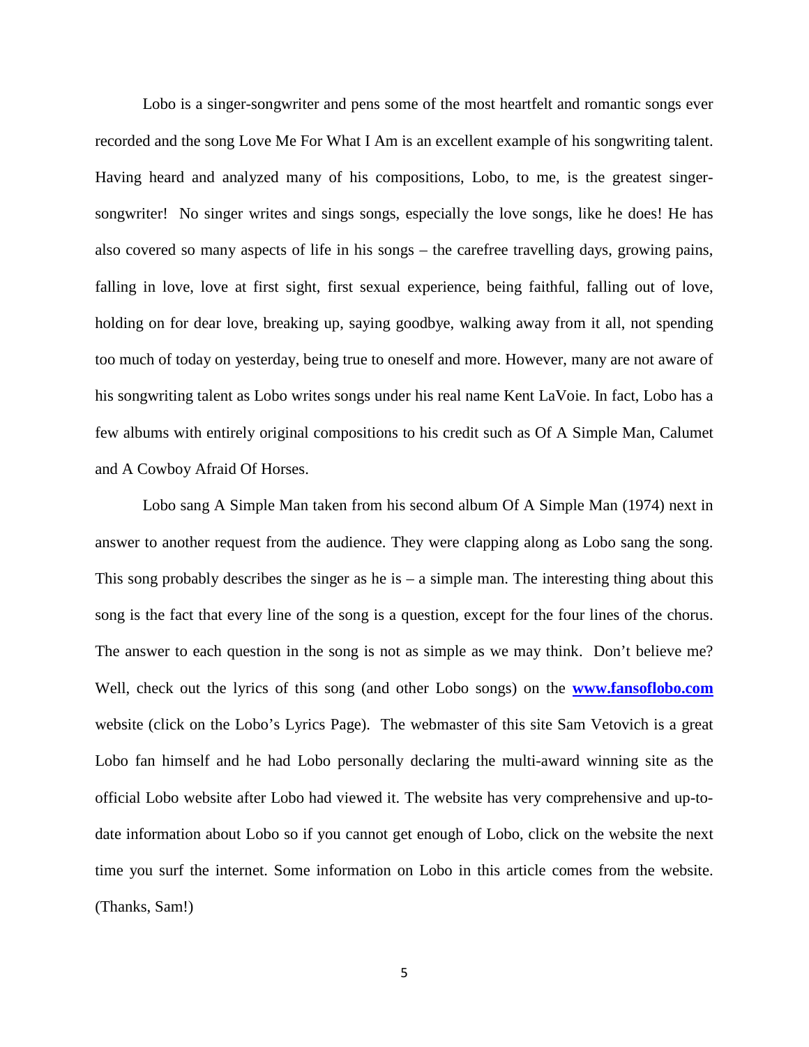Lobo is a singer-songwriter and pens some of the most heartfelt and romantic songs ever recorded and the song Love Me For What I Am is an excellent example of his songwriting talent. Having heard and analyzed many of his compositions, Lobo, to me, is the greatest singer-songwriter! No singer writes and sings songs, especially the love songs, like he does! He has also covered so many aspects of life in his songs – the carefree travelling days, growing pains, falling in love, love at first sight, first sexual experience, being faithful, falling out of love, holding on for dear love, breaking up, saying goodbye, walking away from it all, not spending too much of today on yesterday, being true to oneself and more. However, many are not aware of his songwriting talent as Lobo writes songs under his real name Kent LaVoie. In fact, Lobo has a few albums with entirely original compositions to his credit such as Of A Simple Man, Calumet and A Cowboy Afraid Of Horses.

Lobo sang A Simple Man taken from his second album Of A Simple Man (1974) next in answer to another request from the audience. They were clapping along as Lobo sang the song. This song probably describes the singer as he is – a simple man. The interesting thing about this song is the fact that every line of the song is a question, except for the four lines of the chorus. The answer to each question in the song is not as simple as we may think. Don't believe me? Well, check out the lyrics of this song (and other Lobo songs) on the **[www.fansoflobo.com](http://www.fansoflobo.com)** website (click on the Lobo's Lyrics Page). The webmaster of this site Sam Vetovich is a great Lobo fan himself and he had Lobo personally declaring the multi-award winning site as the official Lobo website after Lobo had viewed it. The website has very comprehensive and up-to-date information about Lobo so if you cannot get enough of Lobo, click on the website the next time you surf the internet. Some information on Lobo in this article comes from the website. (Thanks, Sam!)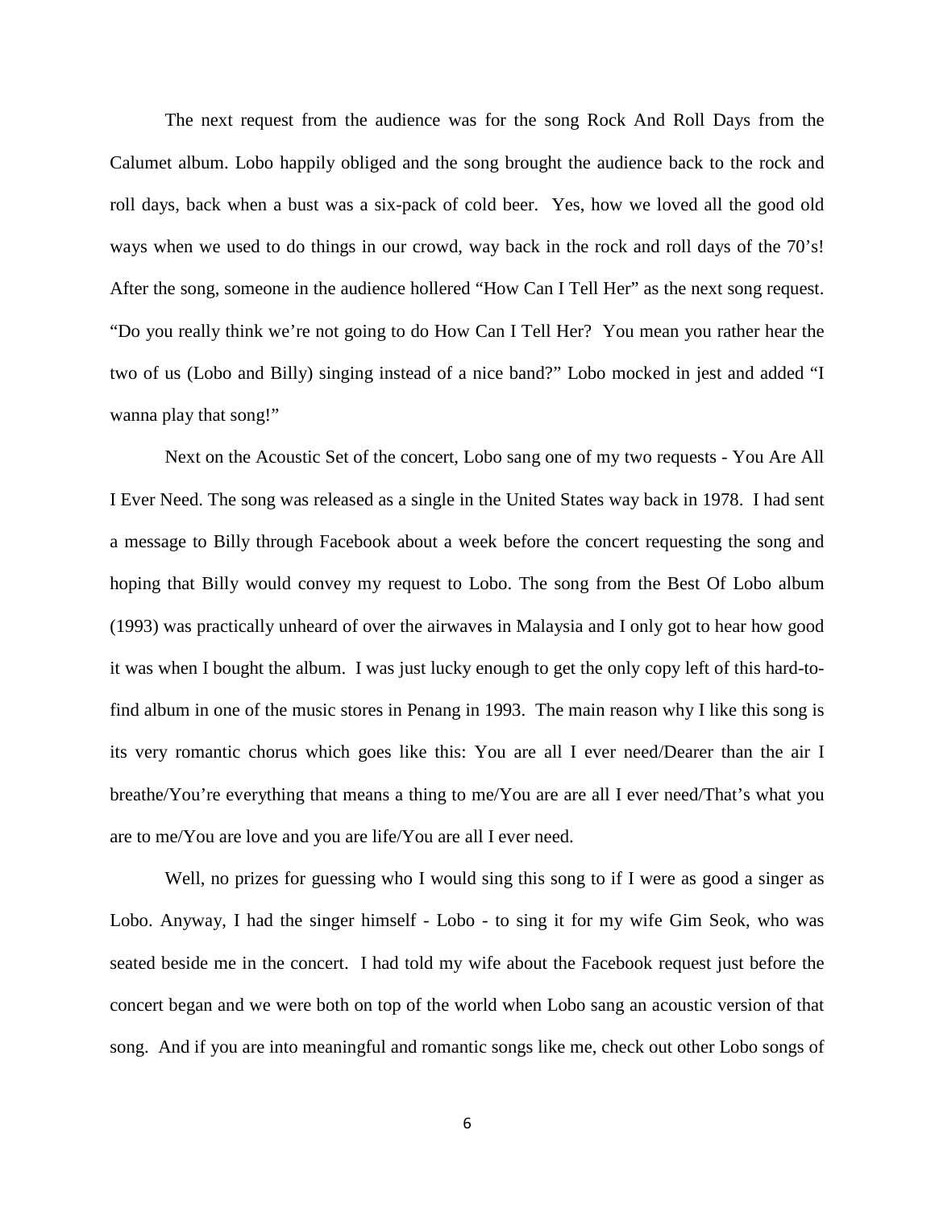The next request from the audience was for the song Rock And Roll Days from the Calumet album. Lobo happily obliged and the song brought the audience back to the rock and roll days, back when a bust was a six-pack of cold beer. Yes, how we loved all the good old ways when we used to do things in our crowd, way back in the rock and roll days of the 70's! After the song, someone in the audience hollered "How Can I Tell Her" as the next song request. "Do you really think we're not going to do How Can I Tell Her? You mean you rather hear the two of us (Lobo and Billy) singing instead of a nice band?" Lobo mocked in jest and added "I wanna play that song!"

Next on the Acoustic Set of the concert, Lobo sang one of my two requests - You Are All I Ever Need. The song was released as a single in the United States way back in 1978. I had sent a message to Billy through Facebook about a week before the concert requesting the song and hoping that Billy would convey my request to Lobo. The song from the Best Of Lobo album (1993) was practically unheard of over the airwaves in Malaysia and I only got to hear how good it was when I bought the album. I was just lucky enough to get the only copy left of this hard-to-find album in one of the music stores in Penang in 1993. The main reason why I like this song is its very romantic chorus which goes like this: You are all I ever need/Dearer than the air I breathe/You're everything that means a thing to me/You are are all I ever need/That's what you are to me/You are love and you are life/You are all I ever need.

Well, no prizes for guessing who I would sing this song to if I were as good a singer as Lobo. Anyway, I had the singer himself - Lobo - to sing it for my wife Gim Seok, who was seated beside me in the concert. I had told my wife about the Facebook request just before the concert began and we were both on top of the world when Lobo sang an acoustic version of that song. And if you are into meaningful and romantic songs like me, check out other Lobo songs of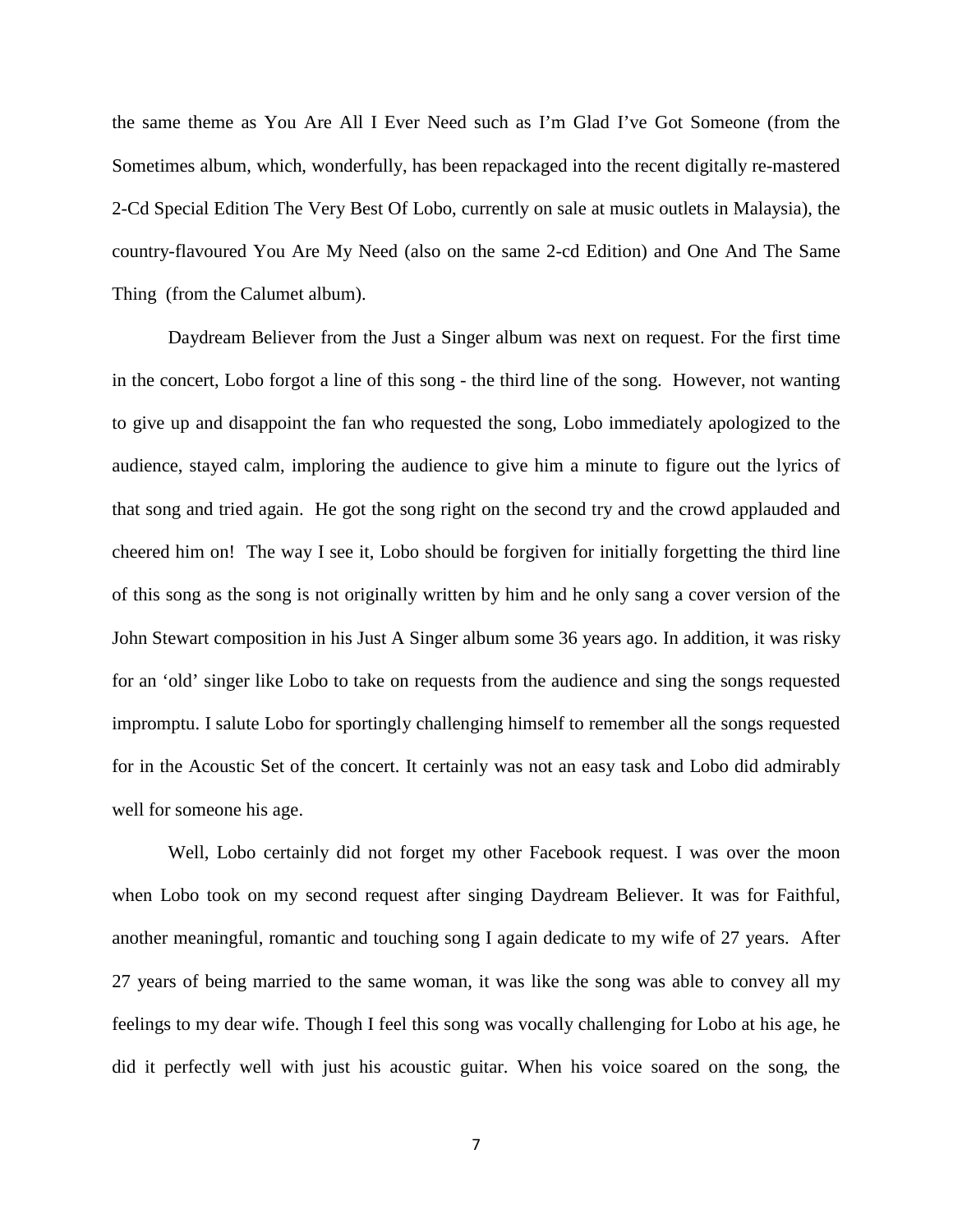the same theme as You Are All I Ever Need such as I'm Glad I've Got Someone (from the Sometimes album, which, wonderfully, has been repackaged into the recent digitally re-mastered 2-Cd Special Edition The Very Best Of Lobo, currently on sale at music outlets in Malaysia), the country-flavoured You Are My Need (also on the same 2-cd Edition) and One And The Same Thing (from the Calumet album).

Daydream Believer from the Just a Singer album was next on request. For the first time in the concert, Lobo forgot a line of this song - the third line of the song. However, not wanting to give up and disappoint the fan who requested the song, Lobo immediately apologized to the audience, stayed calm, imploring the audience to give him a minute to figure out the lyrics of that song and tried again. He got the song right on the second try and the crowd applauded and cheered him on! The way I see it, Lobo should be forgiven for initially forgetting the third line of this song as the song is not originally written by him and he only sang a cover version of the John Stewart composition in his Just A Singer album some 36 years ago. In addition, it was risky for an 'old' singer like Lobo to take on requests from the audience and sing the songs requested impromptu. I salute Lobo for sportingly challenging himself to remember all the songs requested for in the Acoustic Set of the concert. It certainly was not an easy task and Lobo did admirably well for someone his age.

Well, Lobo certainly did not forget my other Facebook request. I was over the moon when Lobo took on my second request after singing Daydream Believer. It was for Faithful, another meaningful, romantic and touching song I again dedicate to my wife of 27 years. After 27 years of being married to the same woman, it was like the song was able to convey all my feelings to my dear wife. Though I feel this song was vocally challenging for Lobo at his age, he did it perfectly well with just his acoustic guitar. When his voice soared on the song, the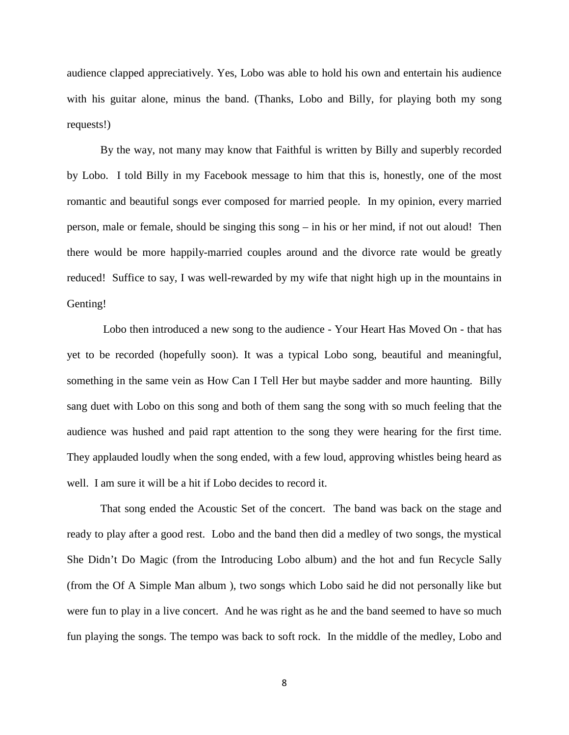audience clapped appreciatively. Yes, Lobo was able to hold his own and entertain his audience with his guitar alone, minus the band. (Thanks, Lobo and Billy, for playing both my song requests!)

By the way, not many may know that Faithful is written by Billy and superbly recorded by Lobo. I told Billy in my Facebook message to him that this is, honestly, one of the most romantic and beautiful songs ever composed for married people. In my opinion, every married person, male or female, should be singing this song – in his or her mind, if not out aloud! Then there would be more happily-married couples around and the divorce rate would be greatly reduced! Suffice to say, I was well-rewarded by my wife that night high up in the mountains in Genting!

Lobo then introduced a new song to the audience - Your Heart Has Moved On - that has yet to be recorded (hopefully soon). It was a typical Lobo song, beautiful and meaningful, something in the same vein as How Can I Tell Her but maybe sadder and more haunting. Billy sang duet with Lobo on this song and both of them sang the song with so much feeling that the audience was hushed and paid rapt attention to the song they were hearing for the first time. They applauded loudly when the song ended, with a few loud, approving whistles being heard as well. I am sure it will be a hit if Lobo decides to record it.

That song ended the Acoustic Set of the concert. The band was back on the stage and ready to play after a good rest. Lobo and the band then did a medley of two songs, the mystical She Didn't Do Magic (from the Introducing Lobo album) and the hot and fun Recycle Sally (from the Of A Simple Man album ), two songs which Lobo said he did not personally like but were fun to play in a live concert. And he was right as he and the band seemed to have so much fun playing the songs. The tempo was back to soft rock. In the middle of the medley, Lobo and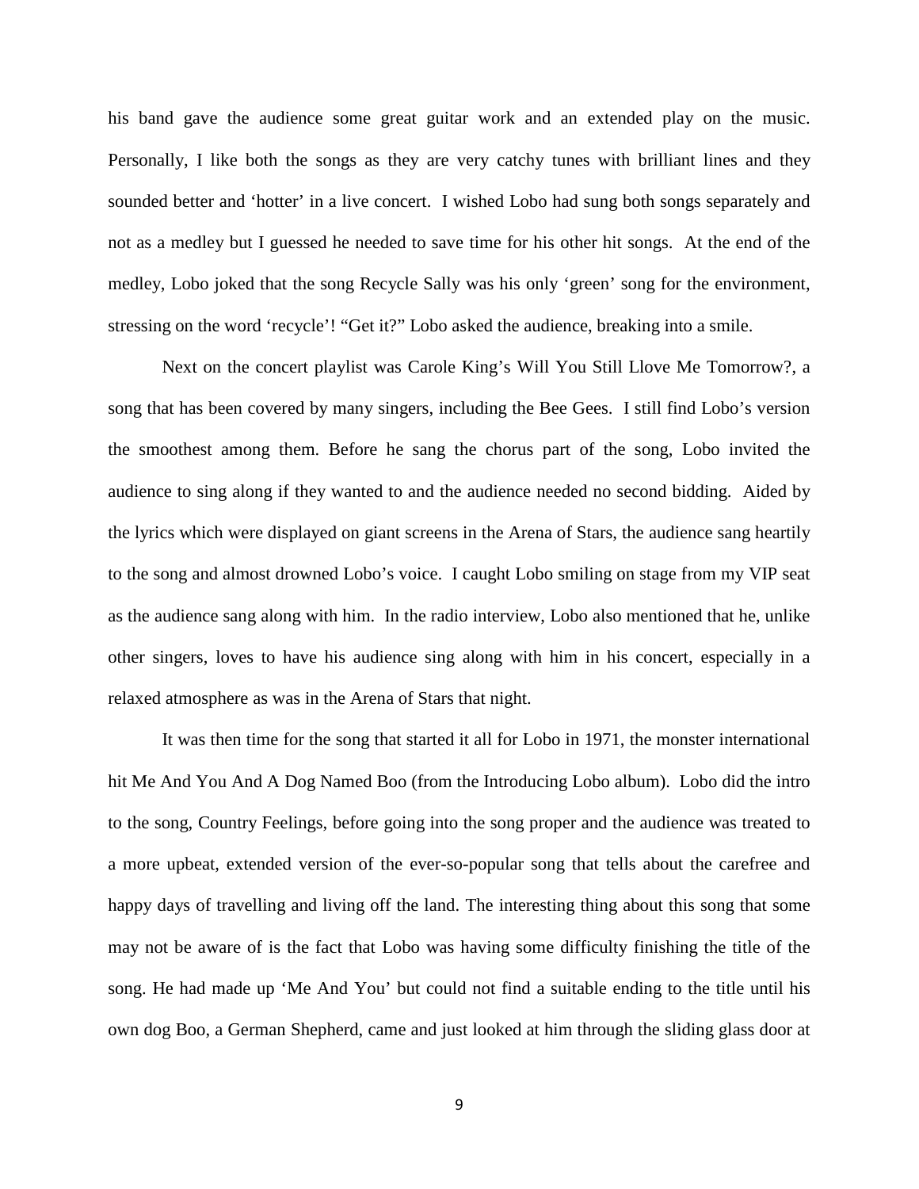his band gave the audience some great guitar work and an extended play on the music. Personally, I like both the songs as they are very catchy tunes with brilliant lines and they sounded better and 'hotter' in a live concert. I wished Lobo had sung both songs separately and not as a medley but I guessed he needed to save time for his other hit songs. At the end of the medley, Lobo joked that the song Recycle Sally was his only 'green' song for the environment, stressing on the word 'recycle'! "Get it?" Lobo asked the audience, breaking into a smile.

Next on the concert playlist was Carole King's Will You Still Llove Me Tomorrow?, a song that has been covered by many singers, including the Bee Gees. I still find Lobo's version the smoothest among them. Before he sang the chorus part of the song, Lobo invited the audience to sing along if they wanted to and the audience needed no second bidding. Aided by the lyrics which were displayed on giant screens in the Arena of Stars, the audience sang heartily to the song and almost drowned Lobo's voice. I caught Lobo smiling on stage from my VIP seat as the audience sang along with him. In the radio interview, Lobo also mentioned that he, unlike other singers, loves to have his audience sing along with him in his concert, especially in a relaxed atmosphere as was in the Arena of Stars that night.

It was then time for the song that started it all for Lobo in 1971, the monster international hit Me And You And A Dog Named Boo (from the Introducing Lobo album). Lobo did the intro to the song, Country Feelings, before going into the song proper and the audience was treated to a more upbeat, extended version of the ever-so-popular song that tells about the carefree and happy days of travelling and living off the land. The interesting thing about this song that some may not be aware of is the fact that Lobo was having some difficulty finishing the title of the song. He had made up 'Me And You' but could not find a suitable ending to the title until his own dog Boo, a German Shepherd, came and just looked at him through the sliding glass door at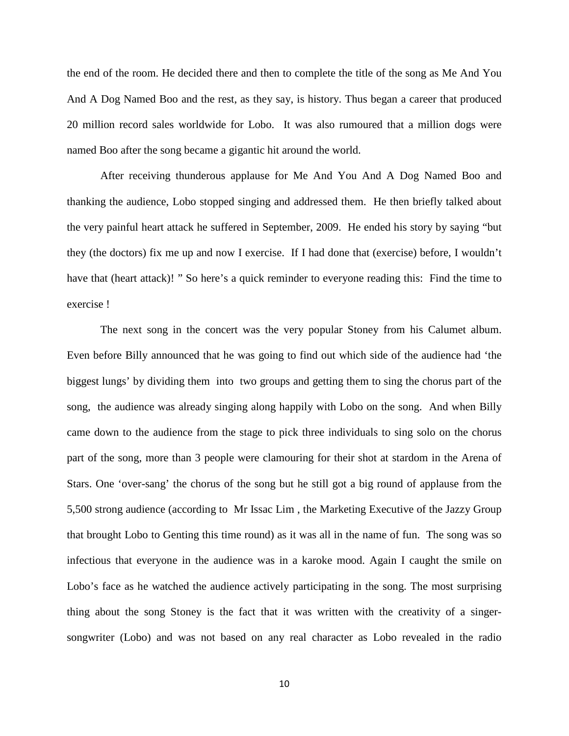the end of the room. He decided there and then to complete the title of the song as Me And You And A Dog Named Boo and the rest, as they say, is history. Thus began a career that produced 20 million record sales worldwide for Lobo. It was also rumoured that a million dogs were named Boo after the song became a gigantic hit around the world.

After receiving thunderous applause for Me And You And A Dog Named Boo and thanking the audience, Lobo stopped singing and addressed them. He then briefly talked about the very painful heart attack he suffered in September, 2009. He ended his story by saying "but they (the doctors) fix me up and now I exercise. If I had done that (exercise) before, I wouldn't have that (heart attack)! " So here's a quick reminder to everyone reading this: Find the time to exercise !

The next song in the concert was the very popular Stoney from his Calumet album. Even before Billy announced that he was going to find out which side of the audience had 'the biggest lungs' by dividing them into two groups and getting them to sing the chorus part of the song, the audience was already singing along happily with Lobo on the song. And when Billy came down to the audience from the stage to pick three individuals to sing solo on the chorus part of the song, more than 3 people were clamouring for their shot at stardom in the Arena of Stars. One 'over-sang' the chorus of the song but he still got a big round of applause from the 5,500 strong audience (according to Mr Issac Lim , the Marketing Executive of the Jazzy Group that brought Lobo to Genting this time round) as it was all in the name of fun. The song was so infectious that everyone in the audience was in a karoke mood. Again I caught the smile on Lobo's face as he watched the audience actively participating in the song. The most surprising thing about the song Stoney is the fact that it was written with the creativity of a singer-songwriter (Lobo) and was not based on any real character as Lobo revealed in the radio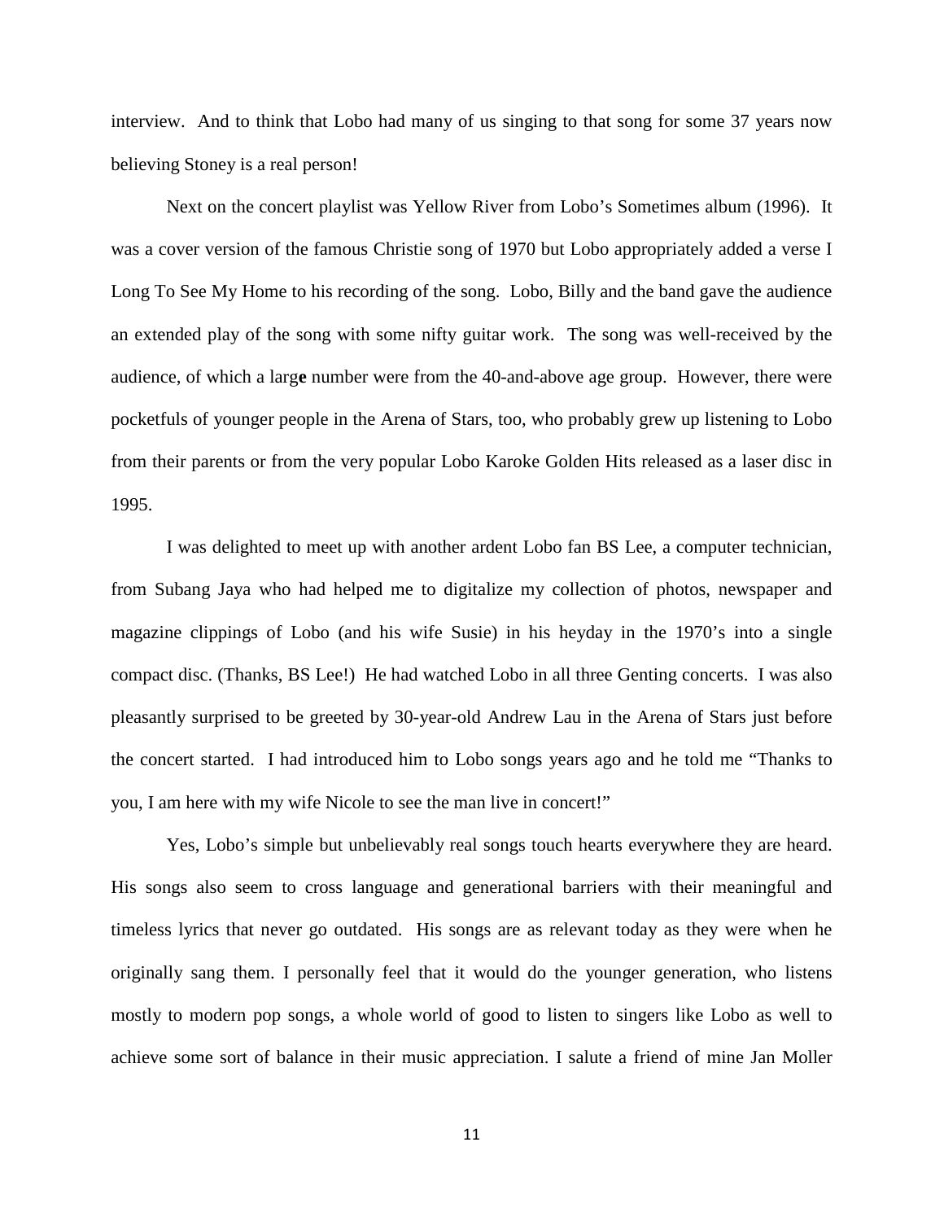interview. And to think that Lobo had many of us singing to that song for some 37 years now believing Stoney is a real person!

Next on the concert playlist was Yellow River from Lobo's Sometimes album (1996). It was a cover version of the famous Christie song of 1970 but Lobo appropriately added a verse I Long To See My Home to his recording of the song. Lobo, Billy and the band gave the audience an extended play of the song with some nifty guitar work. The song was well-received by the audience, of which a larg**e** number were from the 40-and-above age group. However, there were pocketfuls of younger people in the Arena of Stars, too, who probably grew up listening to Lobo from their parents or from the very popular Lobo Karoke Golden Hits released as a laser disc in 1995.

I was delighted to meet up with another ardent Lobo fan BS Lee, a computer technician, from Subang Jaya who had helped me to digitalize my collection of photos, newspaper and magazine clippings of Lobo (and his wife Susie) in his heyday in the 1970's into a single compact disc. (Thanks, BS Lee!) He had watched Lobo in all three Genting concerts. I was also pleasantly surprised to be greeted by 30-year-old Andrew Lau in the Arena of Stars just before the concert started. I had introduced him to Lobo songs years ago and he told me "Thanks to you, I am here with my wife Nicole to see the man live in concert!"

Yes, Lobo's simple but unbelievably real songs touch hearts everywhere they are heard. His songs also seem to cross language and generational barriers with their meaningful and timeless lyrics that never go outdated. His songs are as relevant today as they were when he originally sang them. I personally feel that it would do the younger generation, who listens mostly to modern pop songs, a whole world of good to listen to singers like Lobo as well to achieve some sort of balance in their music appreciation. I salute a friend of mine Jan Moller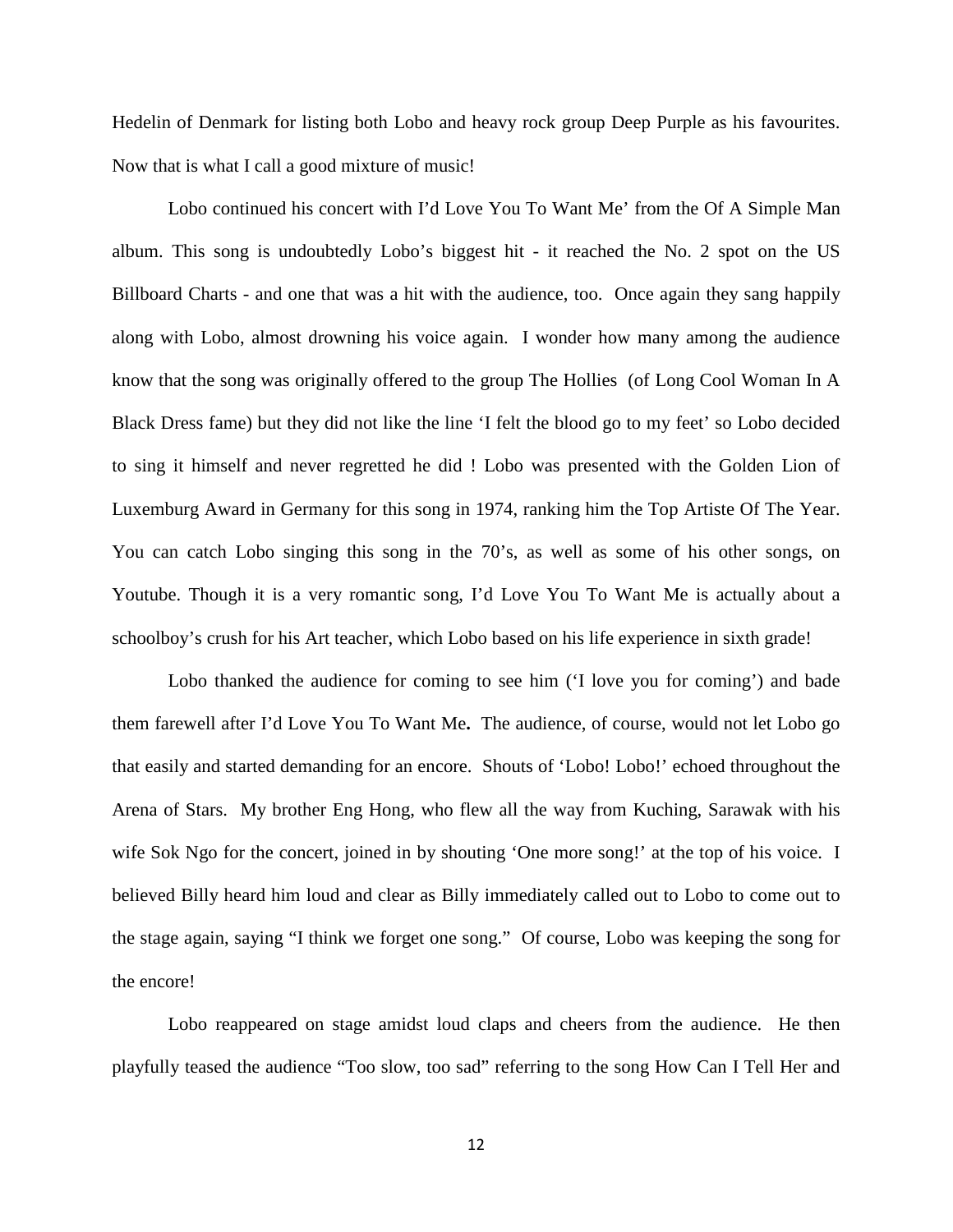Hedelin of Denmark for listing both Lobo and heavy rock group Deep Purple as his favourites. Now that is what I call a good mixture of music!

Lobo continued his concert with I'd Love You To Want Me' from the Of A Simple Man album. This song is undoubtedly Lobo's biggest hit - it reached the No. 2 spot on the US Billboard Charts - and one that was a hit with the audience, too. Once again they sang happily along with Lobo, almost drowning his voice again. I wonder how many among the audience know that the song was originally offered to the group The Hollies (of Long Cool Woman In A Black Dress fame) but they did not like the line 'I felt the blood go to my feet' so Lobo decided to sing it himself and never regretted he did ! Lobo was presented with the Golden Lion of Luxemburg Award in Germany for this song in 1974, ranking him the Top Artiste Of The Year. You can catch Lobo singing this song in the 70's, as well as some of his other songs, on Youtube. Though it is a very romantic song, I'd Love You To Want Me is actually about a schoolboy's crush for his Art teacher, which Lobo based on his life experience in sixth grade!

Lobo thanked the audience for coming to see him ('I love you for coming') and bade them farewell after I'd Love You To Want Me**.** The audience, of course, would not let Lobo go that easily and started demanding for an encore. Shouts of 'Lobo! Lobo!' echoed throughout the Arena of Stars. My brother Eng Hong, who flew all the way from Kuching, Sarawak with his wife Sok Ngo for the concert, joined in by shouting 'One more song!' at the top of his voice. I believed Billy heard him loud and clear as Billy immediately called out to Lobo to come out to the stage again, saying "I think we forget one song." Of course, Lobo was keeping the song for the encore!

Lobo reappeared on stage amidst loud claps and cheers from the audience. He then playfully teased the audience "Too slow, too sad" referring to the song How Can I Tell Her and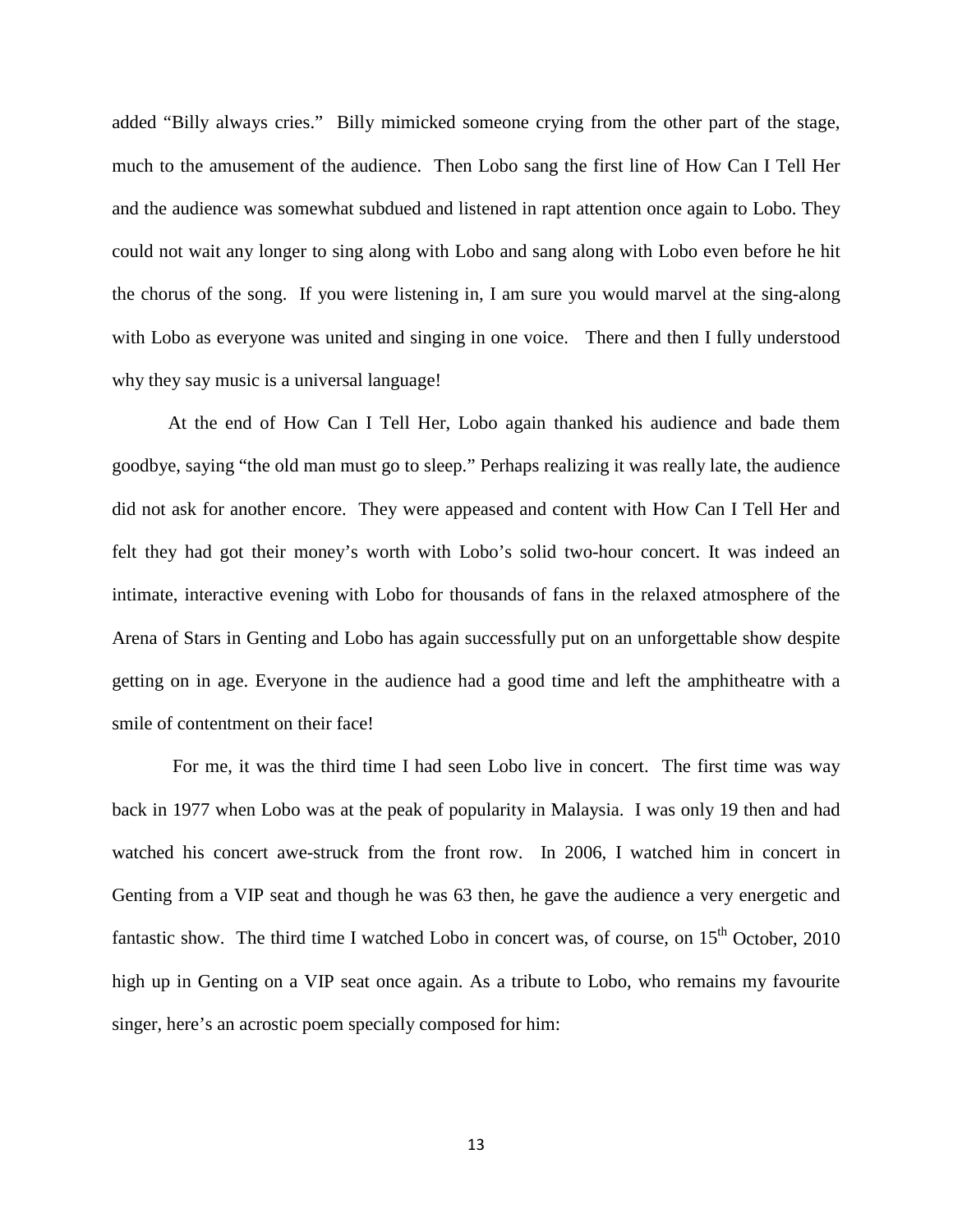added "Billy always cries." Billy mimicked someone crying from the other part of the stage, much to the amusement of the audience. Then Lobo sang the first line of How Can I Tell Her and the audience was somewhat subdued and listened in rapt attention once again to Lobo. They could not wait any longer to sing along with Lobo and sang along with Lobo even before he hit the chorus of the song. If you were listening in, I am sure you would marvel at the sing-along with Lobo as everyone was united and singing in one voice. There and then I fully understood why they say music is a universal language!

At the end of How Can I Tell Her, Lobo again thanked his audience and bade them goodbye, saying "the old man must go to sleep." Perhaps realizing it was really late, the audience did not ask for another encore. They were appeased and content with How Can I Tell Her and felt they had got their money's worth with Lobo's solid two-hour concert. It was indeed an intimate, interactive evening with Lobo for thousands of fans in the relaxed atmosphere of the Arena of Stars in Genting and Lobo has again successfully put on an unforgettable show despite getting on in age. Everyone in the audience had a good time and left the amphitheatre with a smile of contentment on their face!

For me, it was the third time I had seen Lobo live in concert. The first time was way back in 1977 when Lobo was at the peak of popularity in Malaysia. I was only 19 then and had watched his concert awe-struck from the front row. In 2006, I watched him in concert in Genting from a VIP seat and though he was 63 then, he gave the audience a very energetic and fantastic show. The third time I watched Lobo in concert was, of course, on 15th October, 2010 high up in Genting on a VIP seat once again. As a tribute to Lobo, who remains my favourite singer, here's an acrostic poem specially composed for him: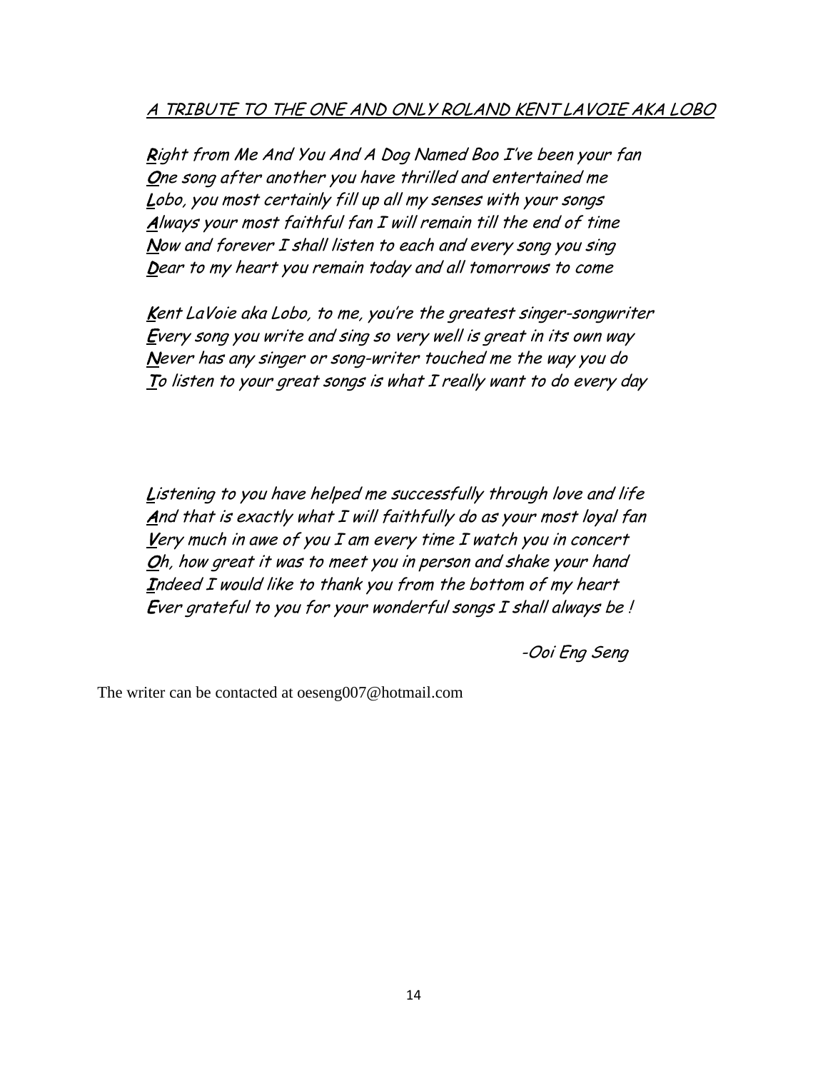## *A TRIBUTE TO THE ONE AND ONLY ROLAND KENT LAVOIE AKA LOBO*

*Right from Me And You And A Dog Named Boo I've been your fan*
*One song after another you have thrilled and entertained me*
*Lobo, you most certainly fill up all my senses with your songs*
*Always your most faithful fan I will remain till the end of time*
*Now and forever I shall listen to each and every song you sing*
*Dear to my heart you remain today and all tomorrows to come*

*Kent LaVoie aka Lobo, to me, you're the greatest singer-songwriter*
*Every song you write and sing so very well is great in its own way*
*Never has any singer or song-writer touched me the way you do*
*To listen to your great songs is what I really want to do every day*

*Listening to you have helped me successfully through love and life*
*And that is exactly what I will faithfully do as your most loyal fan*
*Very much in awe of you I am every time I watch you in concert*
*Oh, how great it was to meet you in person and shake your hand*
*Indeed I would like to thank you from the bottom of my heart*
*Ever grateful to you for your wonderful songs I shall always be !*

*-Ooi Eng Seng*

The writer can be contacted at oeseng007@hotmail.com